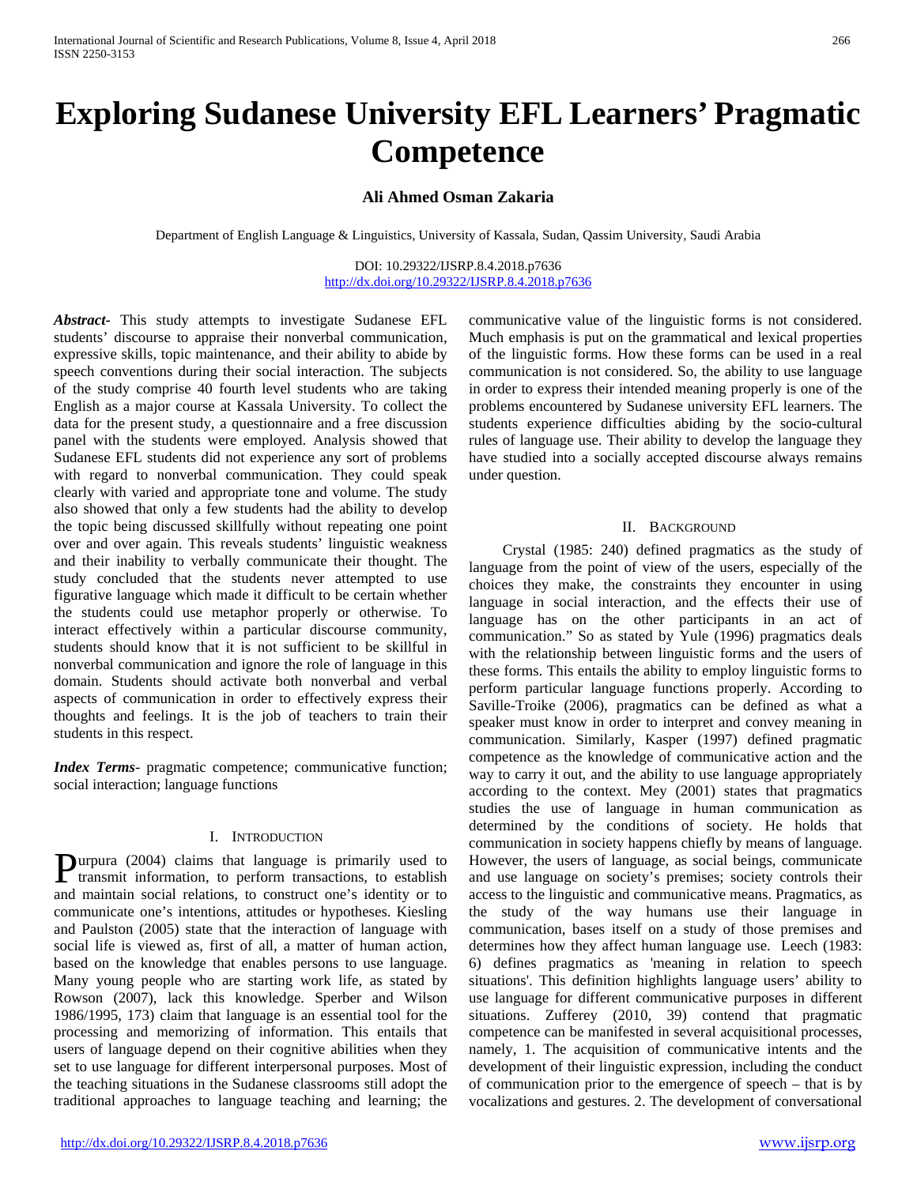# Exploring Sudanese University EFL Learners' Pragmatic Competence

**Ali Ahmed Osman Zakaria**

Department of English Language & Linguistics, University of Kassala, Sudan, Qassim University, Saudi Arabia

DOI: 10.29322/IJSRP.8.4.2018.p7636
http://dx.doi.org/10.29322/IJSRP.8.4.2018.p7636

***Abstract***- This study attempts to investigate Sudanese EFL students' discourse to appraise their nonverbal communication, expressive skills, topic maintenance, and their ability to abide by speech conventions during their social interaction. The subjects of the study comprise 40 fourth level students who are taking English as a major course at Kassala University. To collect the data for the present study, a questionnaire and a free discussion panel with the students were employed. Analysis showed that Sudanese EFL students did not experience any sort of problems with regard to nonverbal communication. They could speak clearly with varied and appropriate tone and volume. The study also showed that only a few students had the ability to develop the topic being discussed skillfully without repeating one point over and over again. This reveals students' linguistic weakness and their inability to verbally communicate their thought. The study concluded that the students never attempted to use figurative language which made it difficult to be certain whether the students could use metaphor properly or otherwise. To interact effectively within a particular discourse community, students should know that it is not sufficient to be skillful in nonverbal communication and ignore the role of language in this domain. Students should activate both nonverbal and verbal aspects of communication in order to effectively express their thoughts and feelings. It is the job of teachers to train their students in this respect.

***Index Terms***- pragmatic competence; communicative function; social interaction; language functions

## I. Introduction

Purpura (2004) claims that language is primarily used to transmit information, to perform transactions, to establish and maintain social relations, to construct one's identity or to communicate one's intentions, attitudes or hypotheses. Kiesling and Paulston (2005) state that the interaction of language with social life is viewed as, first of all, a matter of human action, based on the knowledge that enables persons to use language. Many young people who are starting work life, as stated by Rowson (2007), lack this knowledge. Sperber and Wilson 1986/1995, 173) claim that language is an essential tool for the processing and memorizing of information. This entails that users of language depend on their cognitive abilities when they set to use language for different interpersonal purposes. Most of the teaching situations in the Sudanese classrooms still adopt the traditional approaches to language teaching and learning; the communicative value of the linguistic forms is not considered. Much emphasis is put on the grammatical and lexical properties of the linguistic forms. How these forms can be used in a real communication is not considered. So, the ability to use language in order to express their intended meaning properly is one of the problems encountered by Sudanese university EFL learners. The students experience difficulties abiding by the socio-cultural rules of language use. Their ability to develop the language they have studied into a socially accepted discourse always remains under question.

## II. Background

Crystal (1985: 240) defined pragmatics as the study of language from the point of view of the users, especially of the choices they make, the constraints they encounter in using language in social interaction, and the effects their use of language has on the other participants in an act of communication." So as stated by Yule (1996) pragmatics deals with the relationship between linguistic forms and the users of these forms. This entails the ability to employ linguistic forms to perform particular language functions properly. According to Saville-Troike (2006), pragmatics can be defined as what a speaker must know in order to interpret and convey meaning in communication. Similarly, Kasper (1997) defined pragmatic competence as the knowledge of communicative action and the way to carry it out, and the ability to use language appropriately according to the context. Mey (2001) states that pragmatics studies the use of language in human communication as determined by the conditions of society. He holds that communication in society happens chiefly by means of language. However, the users of language, as social beings, communicate and use language on society's premises; society controls their access to the linguistic and communicative means. Pragmatics, as the study of the way humans use their language in communication, bases itself on a study of those premises and determines how they affect human language use. Leech (1983: 6) defines pragmatics as 'meaning in relation to speech situations'. This definition highlights language users' ability to use language for different communicative purposes in different situations. Zufferey (2010, 39) contend that pragmatic competence can be manifested in several acquisitional processes, namely, 1. The acquisition of communicative intents and the development of their linguistic expression, including the conduct of communication prior to the emergence of speech – that is by vocalizations and gestures. 2. The development of conversational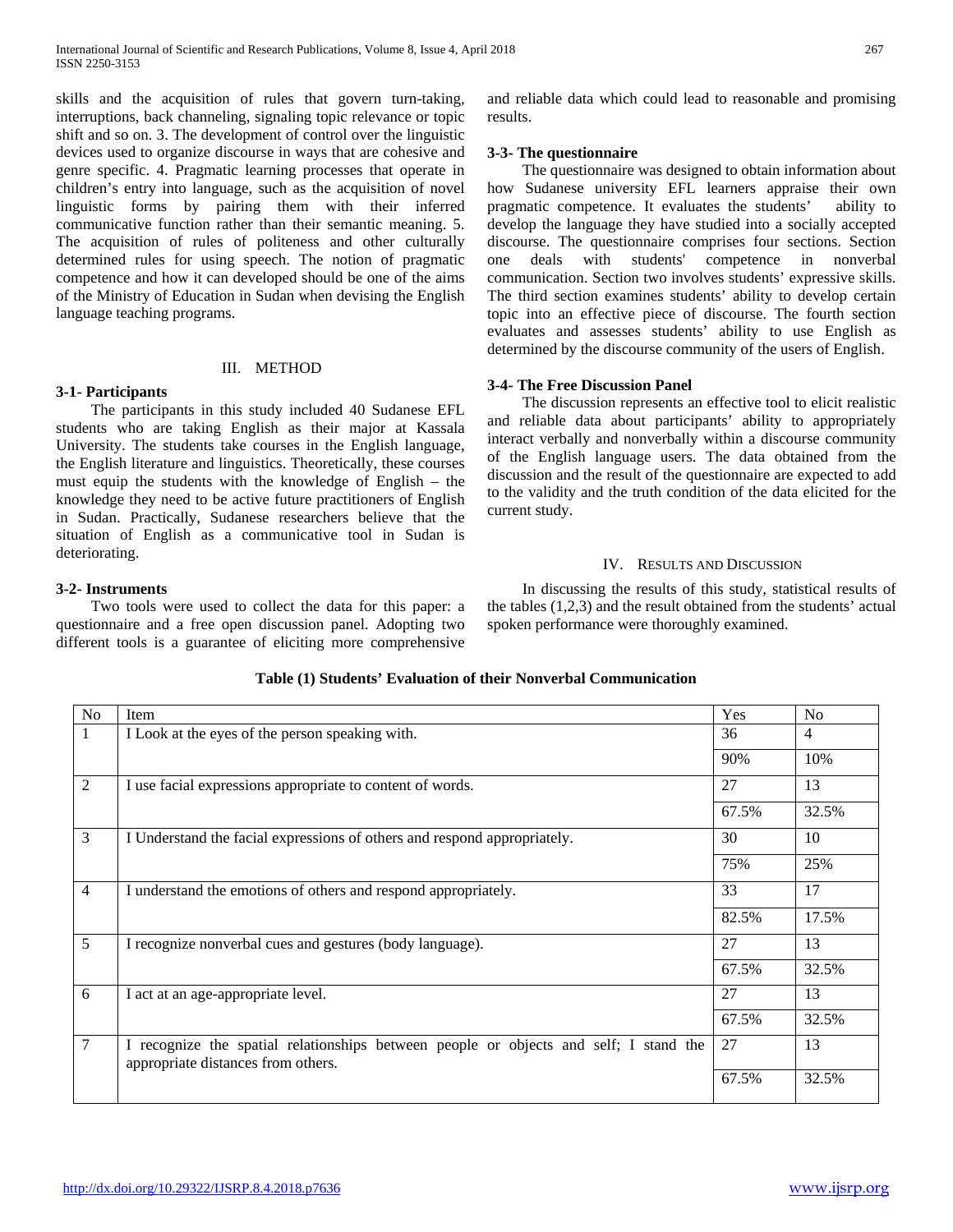skills and the acquisition of rules that govern turn-taking, interruptions, back channeling, signaling topic relevance or topic shift and so on. 3. The development of control over the linguistic devices used to organize discourse in ways that are cohesive and genre specific. 4. Pragmatic learning processes that operate in children's entry into language, such as the acquisition of novel linguistic forms by pairing them with their inferred communicative function rather than their semantic meaning. 5. The acquisition of rules of politeness and other culturally determined rules for using speech. The notion of pragmatic competence and how it can developed should be one of the aims of the Ministry of Education in Sudan when devising the English language teaching programs.

## III. METHOD

### 3-1- Participants

The participants in this study included 40 Sudanese EFL students who are taking English as their major at Kassala University. The students take courses in the English language, the English literature and linguistics. Theoretically, these courses must equip the students with the knowledge of English – the knowledge they need to be active future practitioners of English in Sudan. Practically, Sudanese researchers believe that the situation of English as a communicative tool in Sudan is deteriorating.

### 3-2- Instruments

Two tools were used to collect the data for this paper: a questionnaire and a free open discussion panel. Adopting two different tools is a guarantee of eliciting more comprehensive and reliable data which could lead to reasonable and promising results.

### 3-3- The questionnaire

The questionnaire was designed to obtain information about how Sudanese university EFL learners appraise their own pragmatic competence. It evaluates the students' ability to develop the language they have studied into a socially accepted discourse. The questionnaire comprises four sections. Section one deals with students' competence in nonverbal communication. Section two involves students' expressive skills. The third section examines students' ability to develop certain topic into an effective piece of discourse. The fourth section evaluates and assesses students' ability to use English as determined by the discourse community of the users of English.

### 3-4- The Free Discussion Panel

The discussion represents an effective tool to elicit realistic and reliable data about participants' ability to appropriately interact verbally and nonverbally within a discourse community of the English language users. The data obtained from the discussion and the result of the questionnaire are expected to add to the validity and the truth condition of the data elicited for the current study.

## IV. RESULTS AND DISCUSSION

In discussing the results of this study, statistical results of the tables (1,2,3) and the result obtained from the students' actual spoken performance were thoroughly examined.

**Table (1) Students' Evaluation of their Nonverbal Communication**

| No | Item | Yes | No |
|---|---|---|---|
| 1 | I Look at the eyes of the person speaking with. | 36 | 4 |
| | | 90% | 10% |
| 2 | I use facial expressions appropriate to content of words. | 27 | 13 |
| | | 67.5% | 32.5% |
| 3 | I Understand the facial expressions of others and respond appropriately. | 30 | 10 |
| | | 75% | 25% |
| 4 | I understand the emotions of others and respond appropriately. | 33 | 17 |
| | | 82.5% | 17.5% |
| 5 | I recognize nonverbal cues and gestures (body language). | 27 | 13 |
| | | 67.5% | 32.5% |
| 6 | I act at an age-appropriate level. | 27 | 13 |
| | | 67.5% | 32.5% |
| 7 | I recognize the spatial relationships between people or objects and self; I stand the appropriate distances from others. | 27 | 13 |
| | | 67.5% | 32.5% |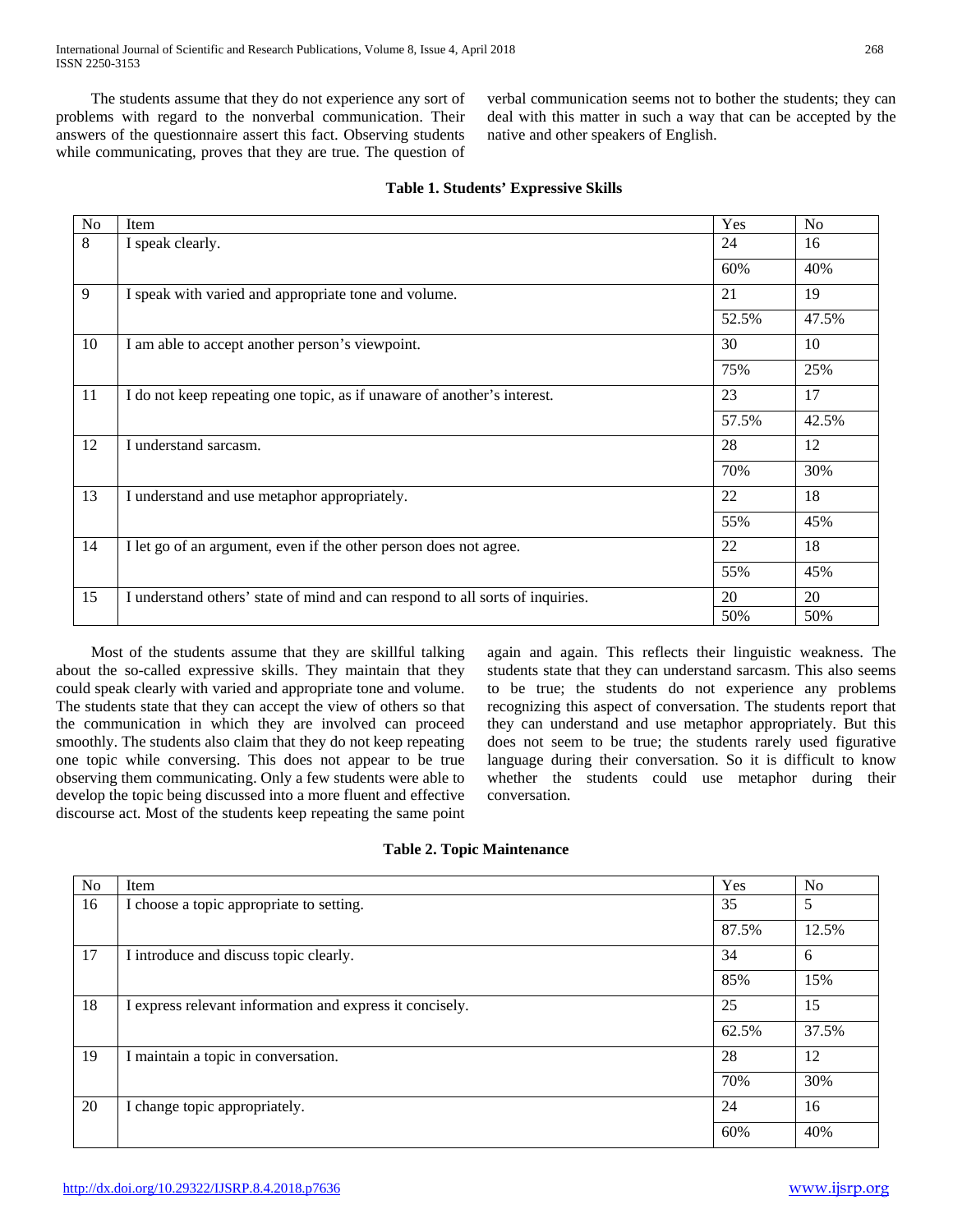The students assume that they do not experience any sort of problems with regard to the nonverbal communication. Their answers of the questionnaire assert this fact. Observing students while communicating, proves that they are true. The question of verbal communication seems not to bother the students; they can deal with this matter in such a way that can be accepted by the native and other speakers of English.

**Table 1. Students' Expressive Skills**

| No | Item | Yes | No |
|---|---|---|---|
| 8 | I speak clearly. | 24 | 16 |
| | | 60% | 40% |
| 9 | I speak with varied and appropriate tone and volume. | 21 | 19 |
| | | 52.5% | 47.5% |
| 10 | I am able to accept another person's viewpoint. | 30 | 10 |
| | | 75% | 25% |
| 11 | I do not keep repeating one topic, as if unaware of another's interest. | 23 | 17 |
| | | 57.5% | 42.5% |
| 12 | I understand sarcasm. | 28 | 12 |
| | | 70% | 30% |
| 13 | I understand and use metaphor appropriately. | 22 | 18 |
| | | 55% | 45% |
| 14 | I let go of an argument, even if the other person does not agree. | 22 | 18 |
| | | 55% | 45% |
| 15 | I understand others' state of mind and can respond to all sorts of inquiries. | 20 | 20 |
| | | 50% | 50% |

Most of the students assume that they are skillful talking about the so-called expressive skills. They maintain that they could speak clearly with varied and appropriate tone and volume. The students state that they can accept the view of others so that the communication in which they are involved can proceed smoothly. The students also claim that they do not keep repeating one topic while conversing. This does not appear to be true observing them communicating. Only a few students were able to develop the topic being discussed into a more fluent and effective discourse act. Most of the students keep repeating the same point again and again. This reflects their linguistic weakness. The students state that they can understand sarcasm. This also seems to be true; the students do not experience any problems recognizing this aspect of conversation. The students report that they can understand and use metaphor appropriately. But this does not seem to be true; the students rarely used figurative language during their conversation. So it is difficult to know whether the students could use metaphor during their conversation.

**Table 2. Topic Maintenance**

| No | Item | Yes | No |
|---|---|---|---|
| 16 | I choose a topic appropriate to setting. | 35 | 5 |
| | | 87.5% | 12.5% |
| 17 | I introduce and discuss topic clearly. | 34 | 6 |
| | | 85% | 15% |
| 18 | I express relevant information and express it concisely. | 25 | 15 |
| | | 62.5% | 37.5% |
| 19 | I maintain a topic in conversation. | 28 | 12 |
| | | 70% | 30% |
| 20 | I change topic appropriately. | 24 | 16 |
| | | 60% | 40% |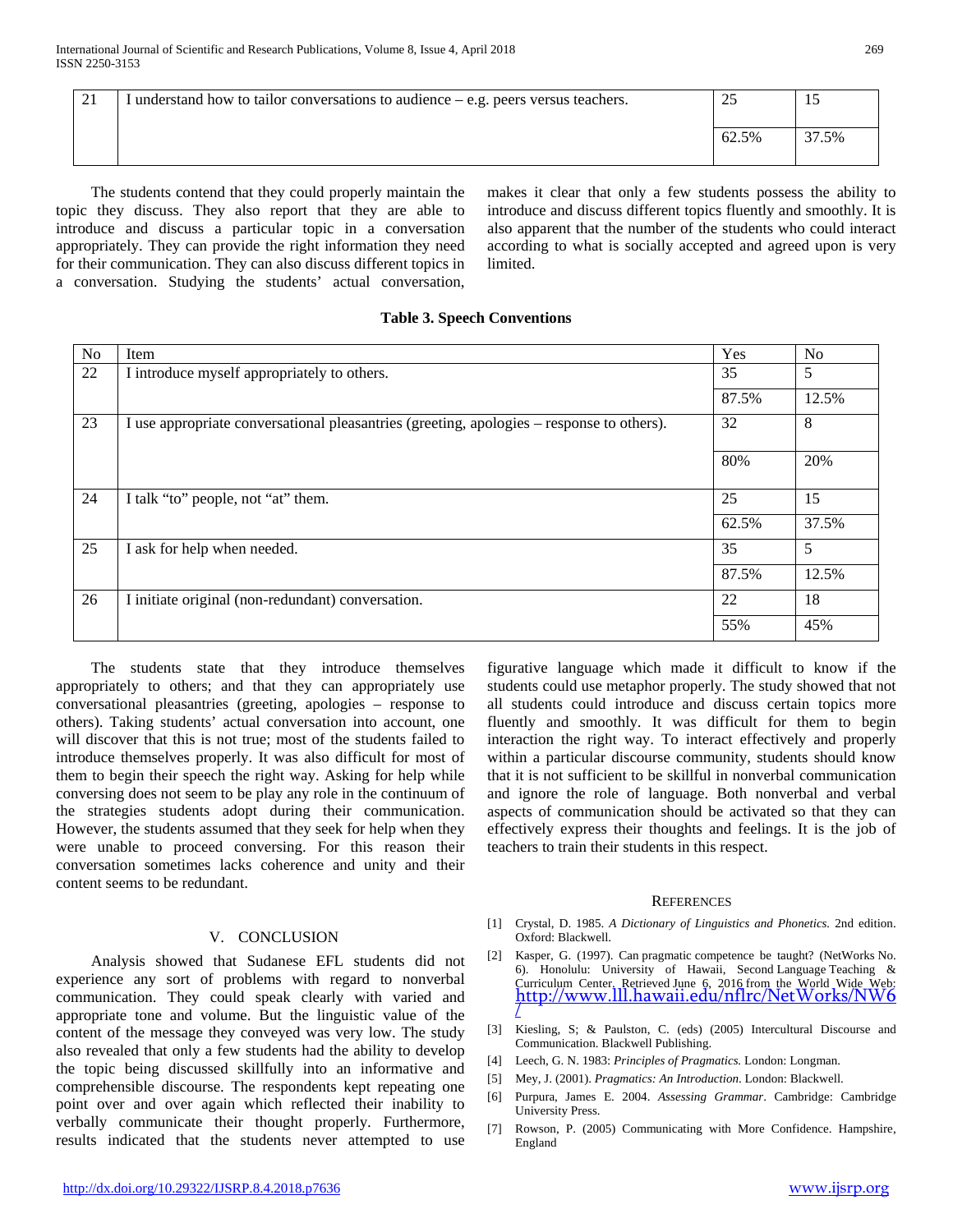| 21 | I understand how to tailor conversations to audience – e.g. peers versus teachers. | 25 | 15 |
|---|---|---|---|
| | | 62.5% | 37.5% |

The students contend that they could properly maintain the topic they discuss. They also report that they are able to introduce and discuss a particular topic in a conversation appropriately. They can provide the right information they need for their communication. They can also discuss different topics in a conversation. Studying the students' actual conversation, makes it clear that only a few students possess the ability to introduce and discuss different topics fluently and smoothly. It is also apparent that the number of the students who could interact according to what is socially accepted and agreed upon is very limited.

**Table 3. Speech Conventions**

| No | Item | Yes | No |
|---|---|---|---|
| 22 | I introduce myself appropriately to others. | 35 | 5 |
| | | 87.5% | 12.5% |
| 23 | I use appropriate conversational pleasantries (greeting, apologies – response to others). | 32 | 8 |
| | | 80% | 20% |
| 24 | I talk "to" people, not "at" them. | 25 | 15 |
| | | 62.5% | 37.5% |
| 25 | I ask for help when needed. | 35 | 5 |
| | | 87.5% | 12.5% |
| 26 | I initiate original (non-redundant) conversation. | 22 | 18 |
| | | 55% | 45% |

The students state that they introduce themselves appropriately to others; and that they can appropriately use conversational pleasantries (greeting, apologies – response to others). Taking students' actual conversation into account, one will discover that this is not true; most of the students failed to introduce themselves properly. It was also difficult for most of them to begin their speech the right way. Asking for help while conversing does not seem to be play any role in the continuum of the strategies students adopt during their communication. However, the students assumed that they seek for help when they were unable to proceed conversing. For this reason their conversation sometimes lacks coherence and unity and their content seems to be redundant.

## V. Conclusion

Analysis showed that Sudanese EFL students did not experience any sort of problems with regard to nonverbal communication. They could speak clearly with varied and appropriate tone and volume. But the linguistic value of the content of the message they conveyed was very low. The study also revealed that only a few students had the ability to develop the topic being discussed skillfully into an informative and comprehensible discourse. The respondents kept repeating one point over and over again which reflected their inability to verbally communicate their thought properly. Furthermore, results indicated that the students never attempted to use figurative language which made it difficult to know if the students could use metaphor properly. The study showed that not all students could introduce and discuss certain topics more fluently and smoothly. It was difficult for them to begin interaction the right way. To interact effectively and properly within a particular discourse community, students should know that it is not sufficient to be skillful in nonverbal communication and ignore the role of language. Both nonverbal and verbal aspects of communication should be activated so that they can effectively express their thoughts and feelings. It is the job of teachers to train their students in this respect.

## References

[1] Crystal, D. 1985. *A Dictionary of Linguistics and Phonetics.* 2nd edition. Oxford: Blackwell.

[2] Kasper, G. (1997). Can pragmatic competence be taught? (NetWorks No. 6). Honolulu: University of Hawaii, Second Language Teaching & Curriculum Center. Retrieved June 6, 2016 from the World Wide Web: http://www.lll.hawaii.edu/nflrc/NetWorks/NW6/

[3] Kiesling, S; & Paulston, C. (eds) (2005) Intercultural Discourse and Communication. Blackwell Publishing.

[4] Leech, G. N. 1983: *Principles of Pragmatics.* London: Longman.

[5] Mey, J. (2001). *Pragmatics: An Introduction*. London: Blackwell.

[6] Purpura, James E. 2004. *Assessing Grammar*. Cambridge: Cambridge University Press.

[7] Rowson, P. (2005) Communicating with More Confidence. Hampshire, England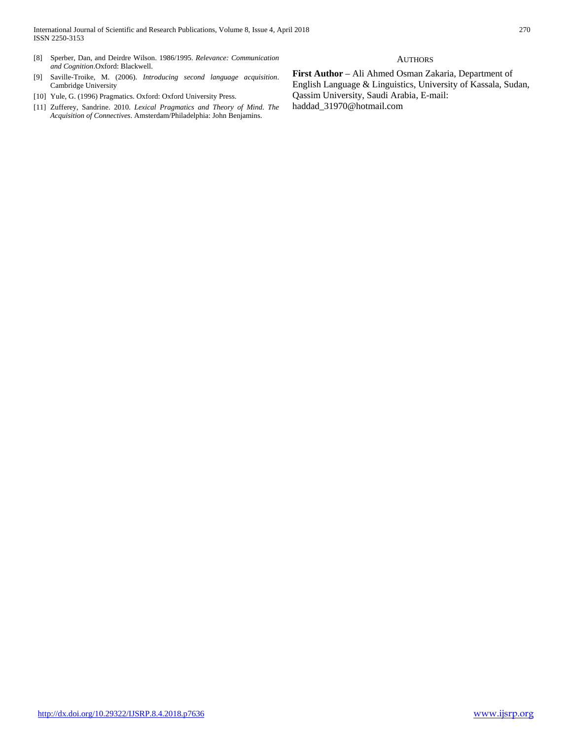[8] Sperber, Dan, and Deirdre Wilson. 1986/1995. *Relevance: Communication and Cognition*.Oxford: Blackwell.

[9] Saville-Troike, M. (2006). *Introducing second language acquisition*. Cambridge University

[10] Yule, G. (1996) Pragmatics. Oxford: Oxford University Press.

[11] Zufferey, Sandrine. 2010. *Lexical Pragmatics and Theory of Mind. The Acquisition of Connectives*. Amsterdam/Philadelphia: John Benjamins.

## AUTHORS

**First Author** – Ali Ahmed Osman Zakaria, Department of English Language & Linguistics, University of Kassala, Sudan, Qassim University, Saudi Arabia, E-mail: haddad_31970@hotmail.com